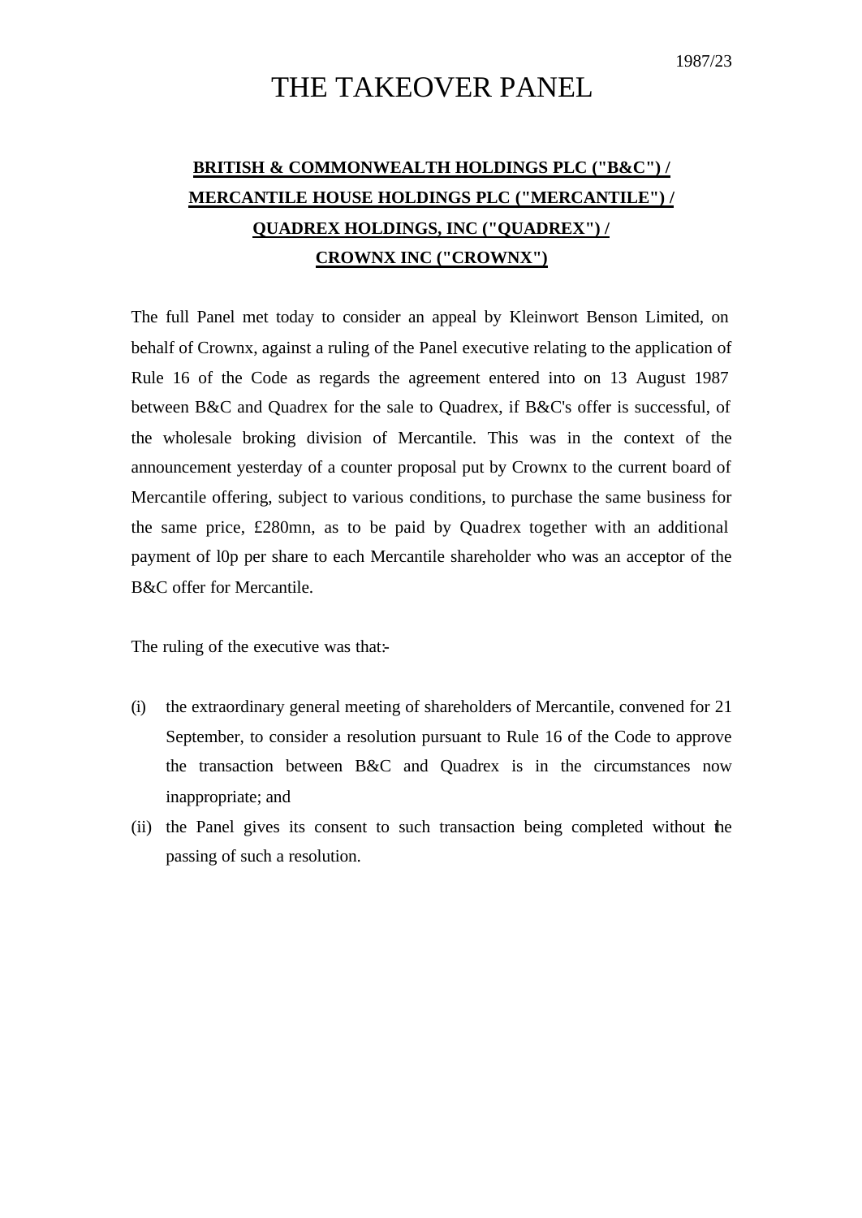1987/23

# THE TAKEOVER PANEL

## BRITISH & COMMONWEALTH HOLDINGS PLC ("B&C") / MERCANTILE HOUSE HOLDINGS PLC ("MERCANTILE") / QUADREX HOLDINGS, INC ("QUADREX") / CROWNX INC ("CROWNX")

The full Panel met today to consider an appeal by Kleinwort Benson Limited, on behalf of Crownx, against a ruling of the Panel executive relating to the application of Rule 16 of the Code as regards the agreement entered into on 13 August 1987 between B&C and Quadrex for the sale to Quadrex, if B&C's offer is successful, of the wholesale broking division of Mercantile. This was in the context of the announcement yesterday of a counter proposal put by Crownx to the current board of Mercantile offering, subject to various conditions, to purchase the same business for the same price, £280mn, as to be paid by Quadrex together with an additional payment of l0p per share to each Mercantile shareholder who was an acceptor of the B&C offer for Mercantile.

The ruling of the executive was that:-

(i) the extraordinary general meeting of shareholders of Mercantile, convened for 21 September, to consider a resolution pursuant to Rule 16 of the Code to approve the transaction between B&C and Quadrex is in the circumstances now inappropriate; and

(ii) the Panel gives its consent to such transaction being completed without the passing of such a resolution.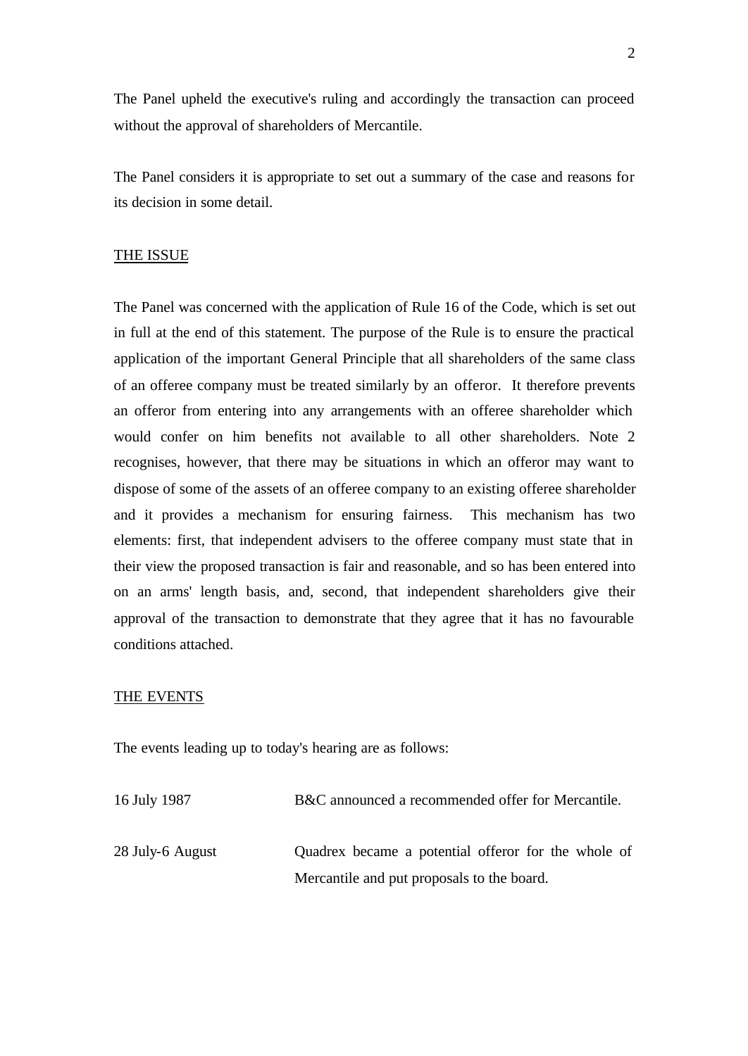The Panel upheld the executive's ruling and accordingly the transaction can proceed without the approval of shareholders of Mercantile.

The Panel considers it is appropriate to set out a summary of the case and reasons for its decision in some detail.

## THE ISSUE

The Panel was concerned with the application of Rule 16 of the Code, which is set out in full at the end of this statement. The purpose of the Rule is to ensure the practical application of the important General Principle that all shareholders of the same class of an offeree company must be treated similarly by an offeror. It therefore prevents an offeror from entering into any arrangements with an offeree shareholder which would confer on him benefits not available to all other shareholders. Note 2 recognises, however, that there may be situations in which an offeror may want to dispose of some of the assets of an offeree company to an existing offeree shareholder and it provides a mechanism for ensuring fairness. This mechanism has two elements: first, that independent advisers to the offeree company must state that in their view the proposed transaction is fair and reasonable, and so has been entered into on an arms' length basis, and, second, that independent shareholders give their approval of the transaction to demonstrate that they agree that it has no favourable conditions attached.

## THE EVENTS

The events leading up to today's hearing are as follows:

| | |
|---|---|
| 16 July 1987 | B&C announced a recommended offer for Mercantile. |
| 28 July-6 August | Quadrex became a potential offeror for the whole of Mercantile and put proposals to the board. |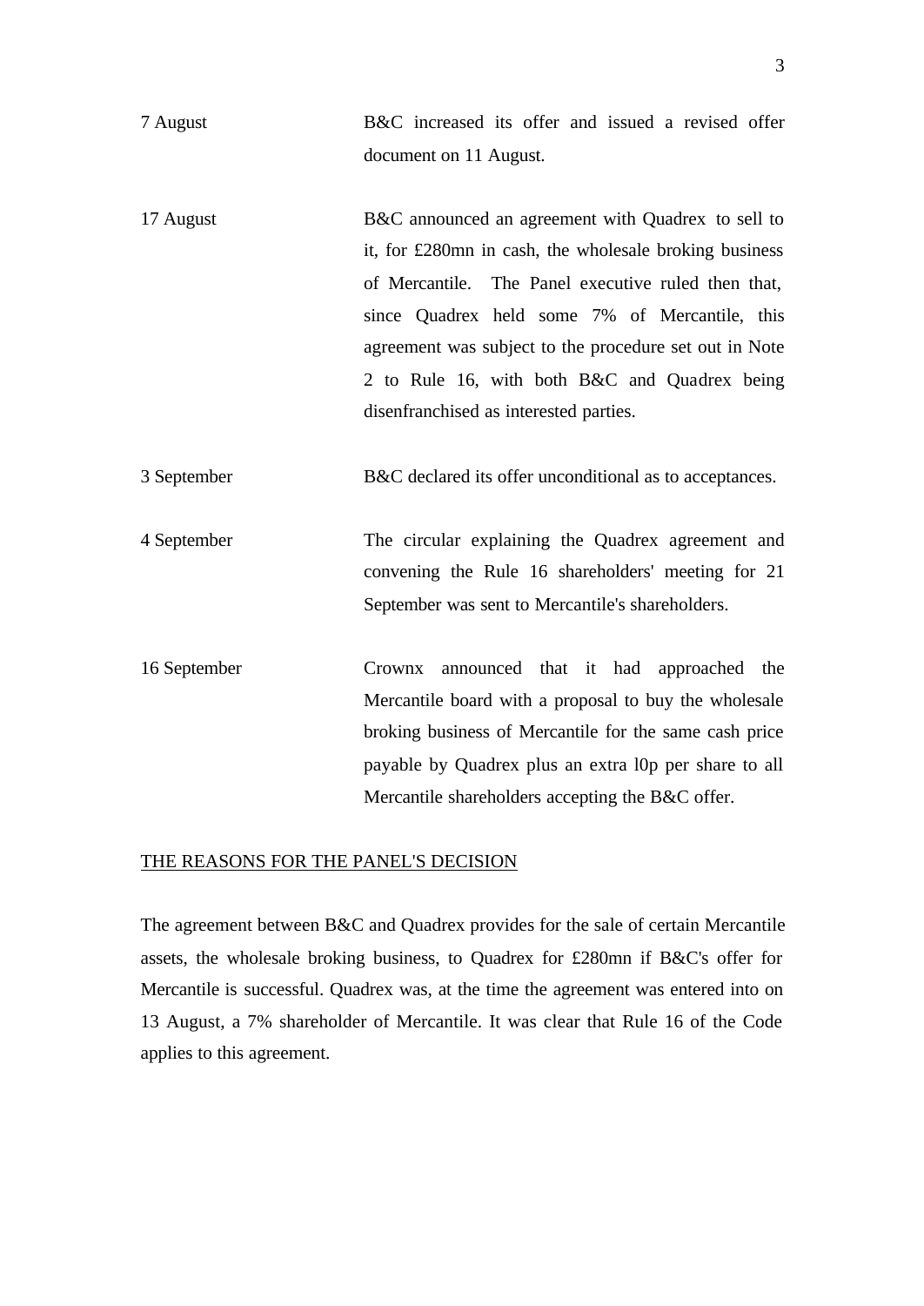| | |
|---|---|
| 7 August | B&C increased its offer and issued a revised offer document on 11 August. |
| 17 August | B&C announced an agreement with Quadrex to sell to it, for £280mn in cash, the wholesale broking business of Mercantile. The Panel executive ruled then that, since Quadrex held some 7% of Mercantile, this agreement was subject to the procedure set out in Note 2 to Rule 16, with both B&C and Quadrex being disenfranchised as interested parties. |
| 3 September | B&C declared its offer unconditional as to acceptances. |
| 4 September | The circular explaining the Quadrex agreement and convening the Rule 16 shareholders' meeting for 21 September was sent to Mercantile's shareholders. |
| 16 September | Crownx announced that it had approached the Mercantile board with a proposal to buy the wholesale broking business of Mercantile for the same cash price payable by Quadrex plus an extra l0p per share to all Mercantile shareholders accepting the B&C offer. |

## THE REASONS FOR THE PANEL'S DECISION

The agreement between B&C and Quadrex provides for the sale of certain Mercantile assets, the wholesale broking business, to Quadrex for £280mn if B&C's offer for Mercantile is successful. Quadrex was, at the time the agreement was entered into on 13 August, a 7% shareholder of Mercantile. It was clear that Rule 16 of the Code applies to this agreement.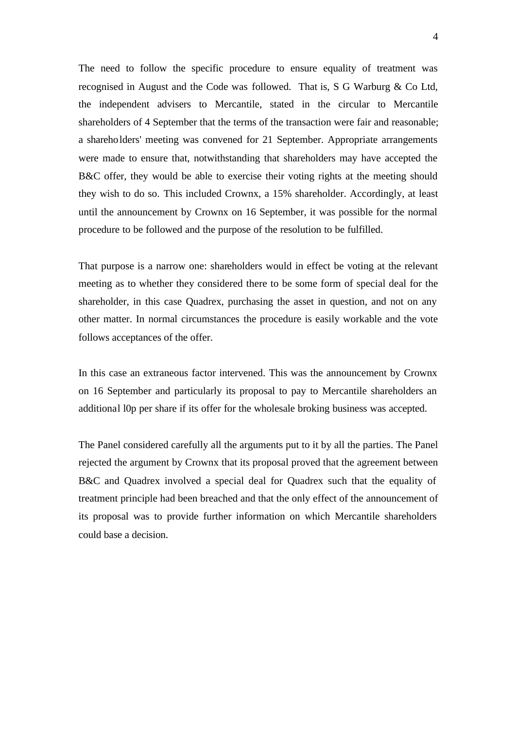The need to follow the specific procedure to ensure equality of treatment was recognised in August and the Code was followed. That is, S G Warburg & Co Ltd, the independent advisers to Mercantile, stated in the circular to Mercantile shareholders of 4 September that the terms of the transaction were fair and reasonable; a shareholders' meeting was convened for 21 September. Appropriate arrangements were made to ensure that, notwithstanding that shareholders may have accepted the B&C offer, they would be able to exercise their voting rights at the meeting should they wish to do so. This included Crownx, a 15% shareholder. Accordingly, at least until the announcement by Crownx on 16 September, it was possible for the normal procedure to be followed and the purpose of the resolution to be fulfilled.

That purpose is a narrow one: shareholders would in effect be voting at the relevant meeting as to whether they considered there to be some form of special deal for the shareholder, in this case Quadrex, purchasing the asset in question, and not on any other matter. In normal circumstances the procedure is easily workable and the vote follows acceptances of the offer.

In this case an extraneous factor intervened. This was the announcement by Crownx on 16 September and particularly its proposal to pay to Mercantile shareholders an additional l0p per share if its offer for the wholesale broking business was accepted.

The Panel considered carefully all the arguments put to it by all the parties. The Panel rejected the argument by Crownx that its proposal proved that the agreement between B&C and Quadrex involved a special deal for Quadrex such that the equality of treatment principle had been breached and that the only effect of the announcement of its proposal was to provide further information on which Mercantile shareholders could base a decision.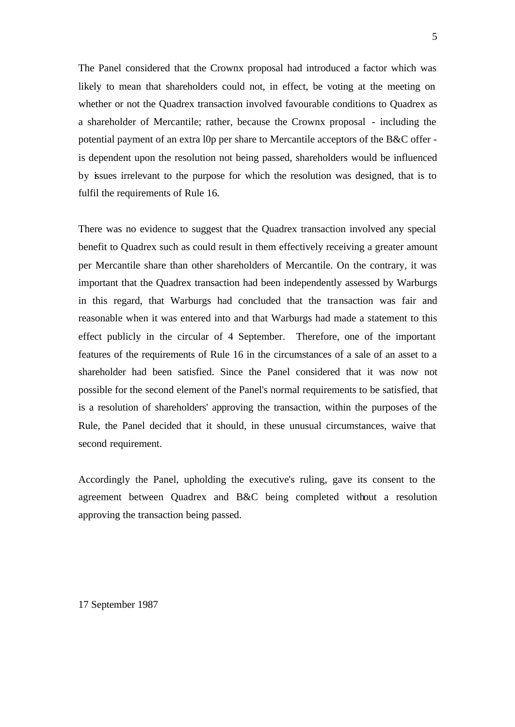The Panel considered that the Crownx proposal had introduced a factor which was likely to mean that shareholders could not, in effect, be voting at the meeting on whether or not the Quadrex transaction involved favourable conditions to Quadrex as a shareholder of Mercantile; rather, because the Crownx proposal - including the potential payment of an extra l0p per share to Mercantile acceptors of the B&C offer - is dependent upon the resolution not being passed, shareholders would be influenced by issues irrelevant to the purpose for which the resolution was designed, that is to fulfil the requirements of Rule 16.

There was no evidence to suggest that the Quadrex transaction involved any special benefit to Quadrex such as could result in them effectively receiving a greater amount per Mercantile share than other shareholders of Mercantile. On the contrary, it was important that the Quadrex transaction had been independently assessed by Warburgs in this regard, that Warburgs had concluded that the transaction was fair and reasonable when it was entered into and that Warburgs had made a statement to this effect publicly in the circular of 4 September. Therefore, one of the important features of the requirements of Rule 16 in the circumstances of a sale of an asset to a shareholder had been satisfied. Since the Panel considered that it was now not possible for the second element of the Panel's normal requirements to be satisfied, that is a resolution of shareholders' approving the transaction, within the purposes of the Rule, the Panel decided that it should, in these unusual circumstances, waive that second requirement.

Accordingly the Panel, upholding the executive's ruling, gave its consent to the agreement between Quadrex and B&C being completed without a resolution approving the transaction being passed.

17 September 1987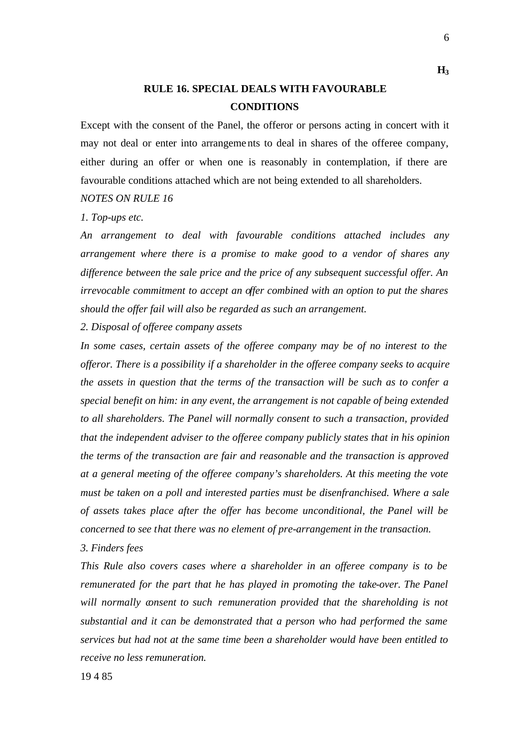**H$_3$**

## RULE 16. SPECIAL DEALS WITH FAVOURABLE CONDITIONS

Except with the consent of the Panel, the offeror or persons acting in concert with it may not deal or enter into arrangements to deal in shares of the offeree company, either during an offer or when one is reasonably in contemplation, if there are favourable conditions attached which are not being extended to all shareholders.

*NOTES ON RULE 16*

*1. Top-ups etc.*

*An arrangement to deal with favourable conditions attached includes any arrangement where there is a promise to make good to a vendor of shares any difference between the sale price and the price of any subsequent successful offer. An irrevocable commitment to accept an offer combined with an option to put the shares should the offer fail will also be regarded as such an arrangement.*

*2. Disposal of offeree company assets*

*In some cases, certain assets of the offeree company may be of no interest to the offeror. There is a possibility if a shareholder in the offeree company seeks to acquire the assets in question that the terms of the transaction will be such as to confer a special benefit on him: in any event, the arrangement is not capable of being extended to all shareholders. The Panel will normally consent to such a transaction, provided that the independent adviser to the offeree company publicly states that in his opinion the terms of the transaction are fair and reasonable and the transaction is approved at a general meeting of the offeree company's shareholders. At this meeting the vote must be taken on a poll and interested parties must be disenfranchised. Where a sale of assets takes place after the offer has become unconditional, the Panel will be concerned to see that there was no element of pre-arrangement in the transaction.*

*3. Finders fees*

*This Rule also covers cases where a shareholder in an offeree company is to be remunerated for the part that he has played in promoting the take-over. The Panel will normally consent to such remuneration provided that the shareholding is not substantial and it can be demonstrated that a person who had performed the same services but had not at the same time been a shareholder would have been entitled to receive no less remuneration.*

19 4 85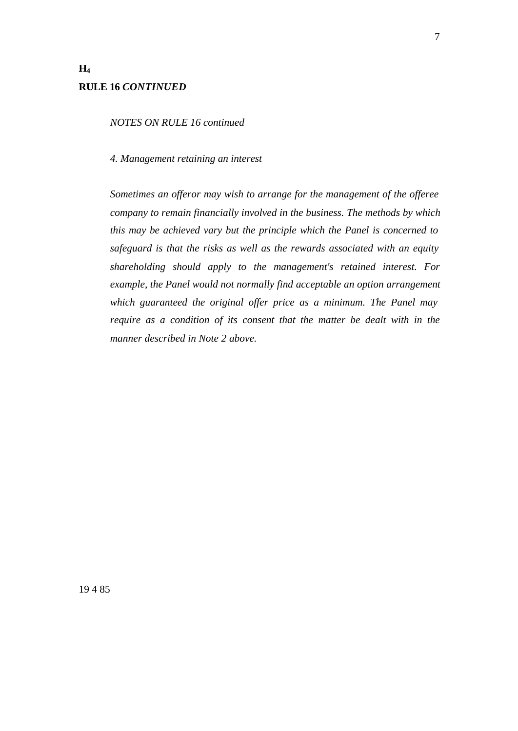**$H_4$**

**RULE 16** ***CONTINUED***

*NOTES ON RULE 16 continued*

*4. Management retaining an interest*

*Sometimes an offeror may wish to arrange for the management of the offeree company to remain financially involved in the business. The methods by which this may be achieved vary but the principle which the Panel is concerned to safeguard is that the risks as well as the rewards associated with an equity shareholding should apply to the management's retained interest. For example, the Panel would not normally find acceptable an option arrangement which guaranteed the original offer price as a minimum. The Panel may require as a condition of its consent that the matter be dealt with in the manner described in Note 2 above.*

19 4 85